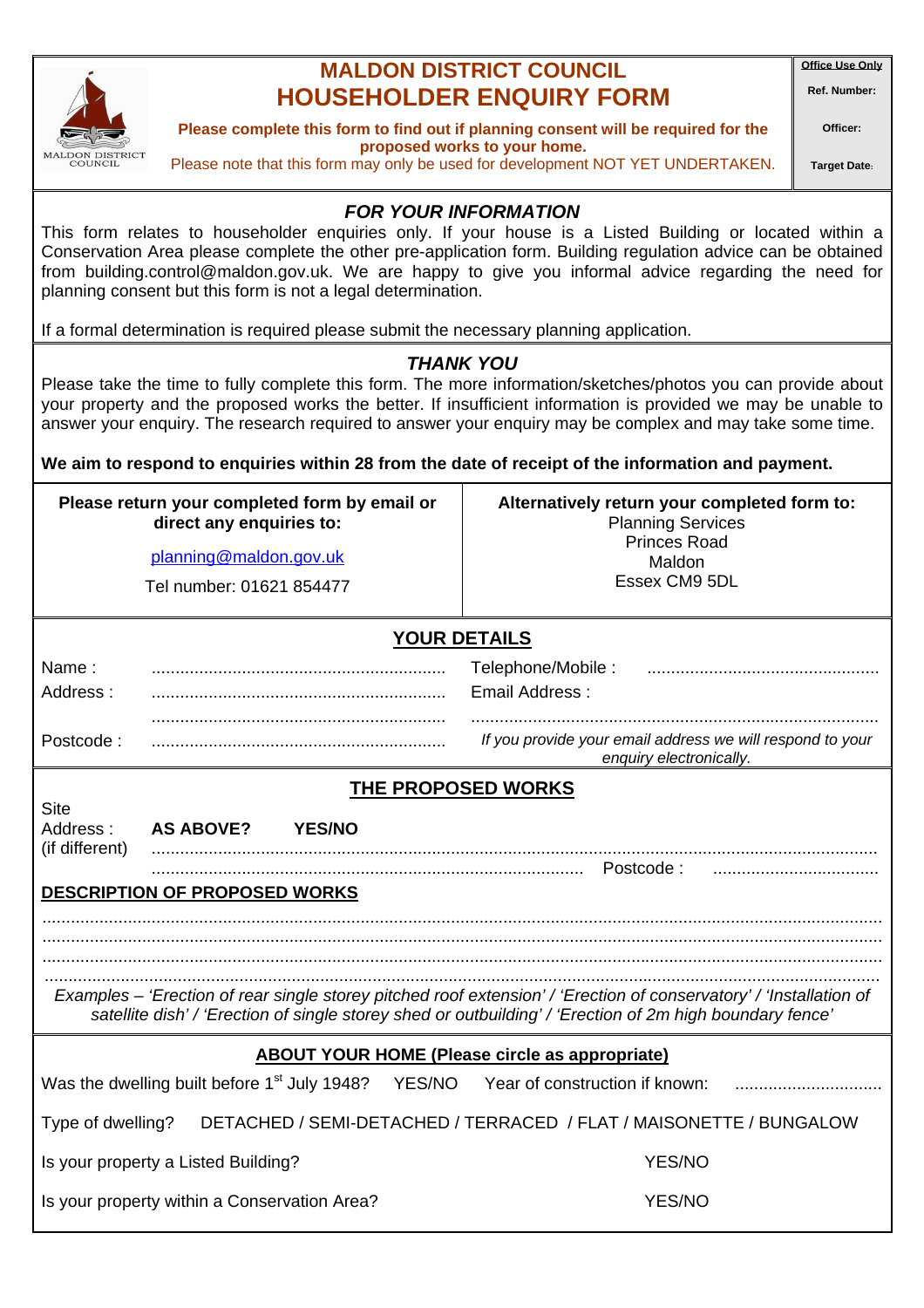# MALDON DISTRICT COUNCIL
# HOUSEHOLDER ENQUIRY FORM

**Please complete this form to find out if planning consent will be required for the proposed works to your home.**

Please note that this form may only be used for development NOT YET UNDERTAKEN.

**Office Use Only**

**Ref. Number:**

**Officer:**

**Target Date:**

### *FOR YOUR INFORMATION*

This form relates to householder enquiries only. If your house is a Listed Building or located within a Conservation Area please complete the other pre-application form. Building regulation advice can be obtained from building.control@maldon.gov.uk. We are happy to give you informal advice regarding the need for planning consent but this form is not a legal determination.

If a formal determination is required please submit the necessary planning application.

### *THANK YOU*

Please take the time to fully complete this form. The more information/sketches/photos you can provide about your property and the proposed works the better. If insufficient information is provided we may be unable to answer your enquiry. The research required to answer your enquiry may be complex and may take some time.

**We aim to respond to enquiries within 28 from the date of receipt of the information and payment.**

| Please return your completed form by email or direct any enquiries to: | Alternatively return your completed form to: |
|---|---|
| planning@maldon.gov.uk<br>Tel number: 01621 854477 | Planning Services<br>Princes Road<br>Maldon<br>Essex CM9 5DL |

## YOUR DETAILS

Name : ..............................................................

Address : ..............................................................

..............................................................

Postcode : ..............................................................

Telephone/Mobile : ................................................

Email Address :

.....................................................................................

*If you provide your email address we will respond to your enquiry electronically.*

## THE PROPOSED WORKS

Site Address : **AS ABOVE? YES/NO**

(if different) ..........................................................................................................................................

.......................................................................................... Postcode : ...................................

**DESCRIPTION OF PROPOSED WORKS**

..........................................................................................................................................................

..........................................................................................................................................................

..........................................................................................................................................................

..........................................................................................................................................................

*Examples – 'Erection of rear single storey pitched roof extension' / 'Erection of conservatory' / 'Installation of satellite dish' / 'Erection of single storey shed or outbuilding' / 'Erection of 2m high boundary fence'*

## ABOUT YOUR HOME (Please circle as appropriate)

Was the dwelling built before 1st July 1948? YES/NO Year of construction if known: ...............................

Type of dwelling? DETACHED / SEMI-DETACHED / TERRACED / FLAT / MAISONETTE / BUNGALOW

Is your property a Listed Building? YES/NO

Is your property within a Conservation Area? YES/NO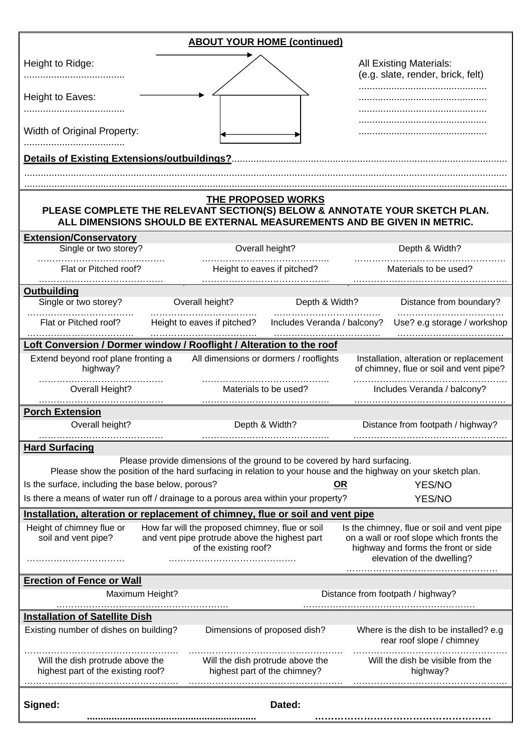## ABOUT YOUR HOME (continued)

Height to Ridge:
.....................................

Height to Eaves:
.....................................

Width of Original Property:
.....................................

All Existing Materials:
(e.g. slate, render, brick, felt)
..............................................
..............................................
..............................................
..............................................
..............................................

**Details of Existing Extensions/outbuildings?**.....................................................................................................................
.....................................................................................................................................................................
.....................................................................................................................................................................

## THE PROPOSED WORKS

**PLEASE COMPLETE THE RELEVANT SECTION(S) BELOW & ANNOTATE YOUR SKETCH PLAN.**
**ALL DIMENSIONS SHOULD BE EXTERNAL MEASUREMENTS AND BE GIVEN IN METRIC.**

### Extension/Conservatory

| | | |
|---|---|---|
| Single or two storey? | Overall height? | Depth & Width? |
| …………………………………… | …………………………………… | ………………………………………… |
| Flat or Pitched roof? | Height to eaves if pitched? | Materials to be used? |
| …………………………………… | …………………………………… | ………………………………………… |

### Outbuilding

| | | | |
|---|---|---|---|
| Single or two storey? | Overall height? | Depth & Width? | Distance from boundary? |
| ……………………………… | ……………………………… | ……………………………… | ……………………………… |
| Flat or Pitched roof? | Height to eaves if pitched? | Includes Veranda / balcony? | Use? e.g storage / workshop |
| ……………………………… | ……………………………… | ……………………………… | ……………………………… |

### Loft Conversion / Dormer window / Rooflight / Alteration to the roof

| | | |
|---|---|---|
| Extend beyond roof plane fronting a highway? | All dimensions or dormers / rooflights | Installation, alteration or replacement of chimney, flue or soil and vent pipe? |
| …………………………………… | …………………………………… | ………………………………………… |
| Overall Height? | Materials to be used? | Includes Veranda / balcony? |
| …………………………………… | …………………………………… | ………………………………………… |

### Porch Extension

| | | |
|---|---|---|
| Overall height? | Depth & Width? | Distance from footpath / highway? |
| …………………………………… | …………………………………… | ………………………………………… |

### Hard Surfacing

Please provide dimensions of the ground to be covered by hard surfacing.
Please show the position of the hard surfacing in relation to your house and the highway on your sketch plan.

Is the surface, including the base below, porous? **OR** YES/NO

Is there a means of water run off / drainage to a porous area within your property? YES/NO

### Installation, alteration or replacement of chimney, flue or soil and vent pipe

| | | |
|---|---|---|
| Height of chimney flue or soil and vent pipe? | How far will the proposed chimney, flue or soil and vent pipe protrude above the highest part of the existing roof? | Is the chimney, flue or soil and vent pipe on a wall or roof slope which fronts the highway and forms the front or side elevation of the dwelling? |
| …………………………… | …………………………………… | ………………………………………… |

### Erection of Fence or Wall

| | |
|---|---|
| Maximum Height? | Distance from footpath / highway? |
| ………………………………………………… | ………………………………………………… |

### Installation of Satellite Dish

| | | |
|---|---|---|
| Existing number of dishes on building? | Dimensions of proposed dish? | Where is the dish to be installed? e.g rear roof slope / chimney |
| …………………………………………… | …………………………………………… | …………………………………………… |
| Will the dish protrude above the highest part of the existing roof? | Will the dish protrude above the highest part of the chimney? | Will the dish be visible from the highway? |
| …………………………………………… | …………………………………………… | …………………………………………… |

**Signed:** .............................................................. **Dated:** ………………………………………………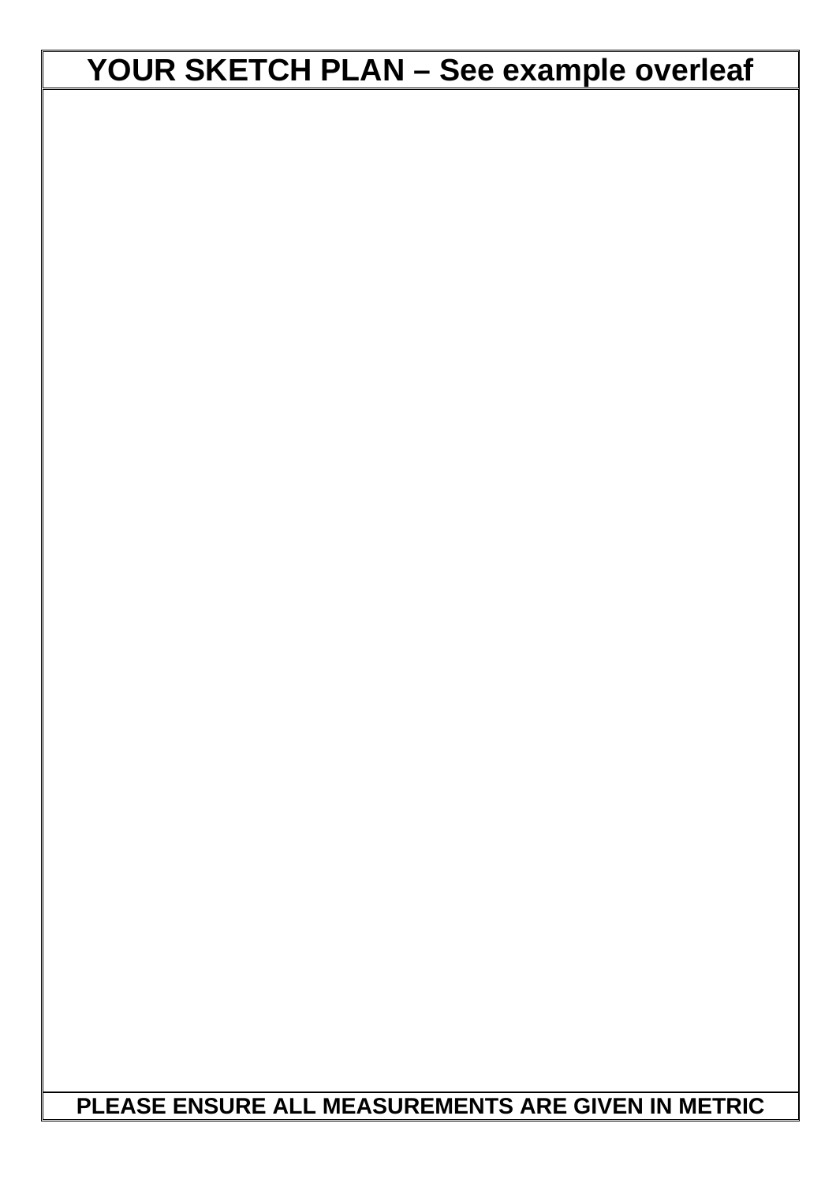# YOUR SKETCH PLAN – See example overleaf

**PLEASE ENSURE ALL MEASUREMENTS ARE GIVEN IN METRIC**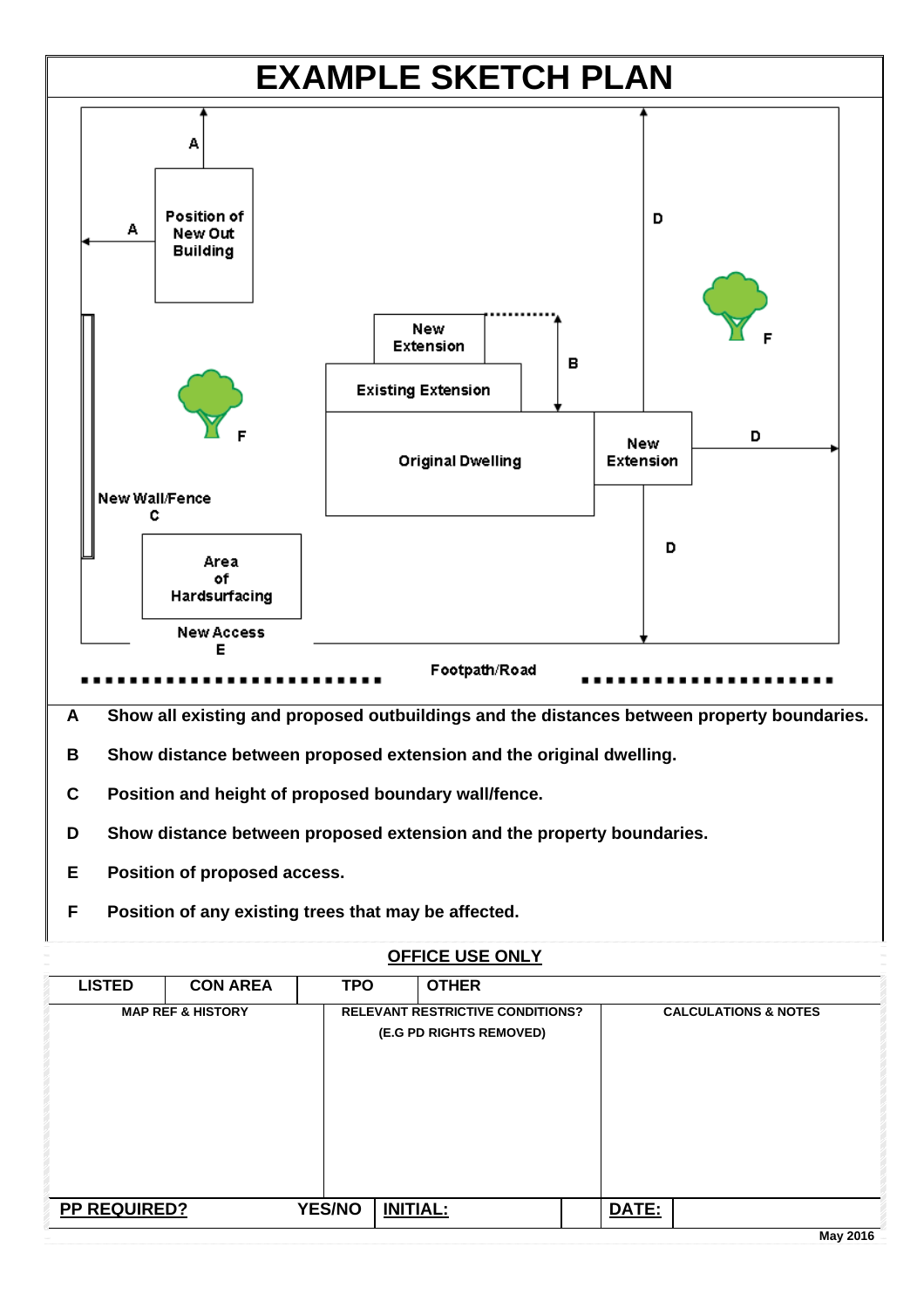# EXAMPLE SKETCH PLAN

A

A

Position of New Out Building

D

New Extension

B

F

Existing Extension

F

Original Dwelling

New Extension

D

New Wall/Fence
C

D

Area of Hardsurfacing

New Access
E

Footpath/Road

**A** **Show all existing and proposed outbuildings and the distances between property boundaries.**

**B** **Show distance between proposed extension and the original dwelling.**

**C** **Position and height of proposed boundary wall/fence.**

**D** **Show distance between proposed extension and the property boundaries.**

**E** **Position of proposed access.**

**F** **Position of any existing trees that may be affected.**

**OFFICE USE ONLY**

| | | | | |
|---|---|---|---|---|
| **LISTED** | **CON AREA** | **TPO** | **OTHER** | |
| **MAP REF & HISTORY** | | **RELEVANT RESTRICTIVE CONDITIONS? (E.G PD RIGHTS REMOVED)** | | **CALCULATIONS & NOTES** |
| **PP REQUIRED?** | **YES/NO** | **INITIAL:** | | **DATE:** |

**May 2016**